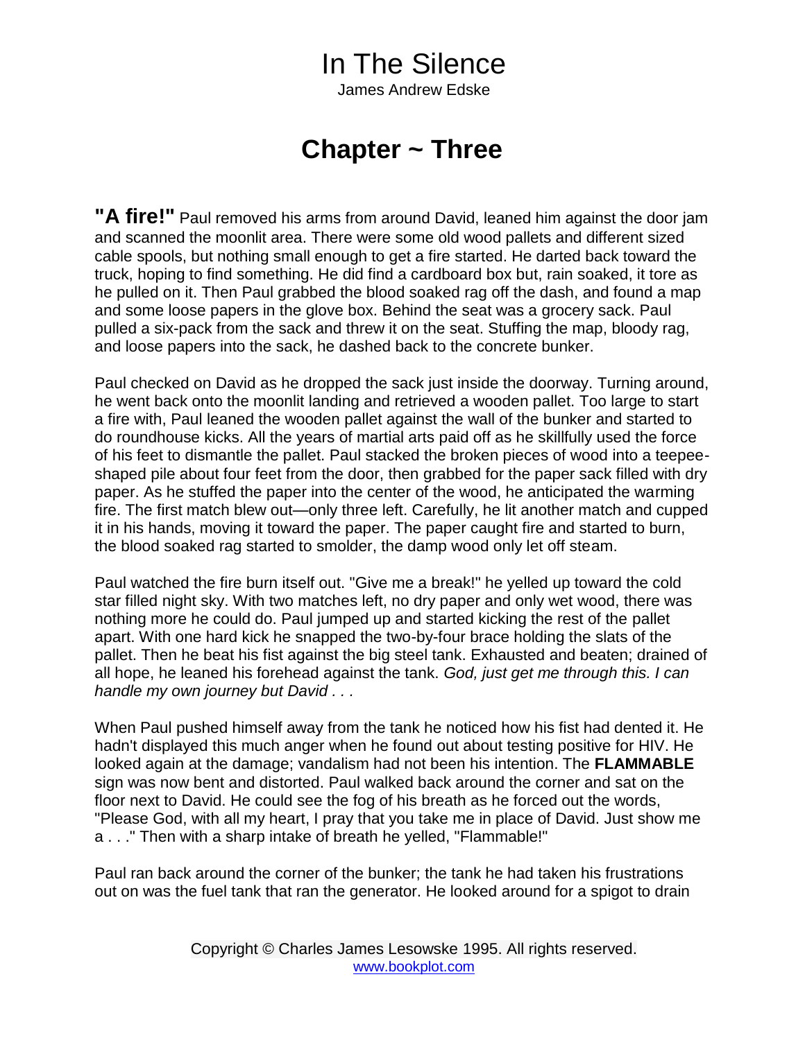# In The Silence

James Andrew Edske

## Chapter ~ Three

**"A fire!"** Paul removed his arms from around David, leaned him against the door jam and scanned the moonlit area. There were some old wood pallets and different sized cable spools, but nothing small enough to get a fire started. He darted back toward the truck, hoping to find something. He did find a cardboard box but, rain soaked, it tore as he pulled on it. Then Paul grabbed the blood soaked rag off the dash, and found a map and some loose papers in the glove box. Behind the seat was a grocery sack. Paul pulled a six-pack from the sack and threw it on the seat. Stuffing the map, bloody rag, and loose papers into the sack, he dashed back to the concrete bunker.

Paul checked on David as he dropped the sack just inside the doorway. Turning around, he went back onto the moonlit landing and retrieved a wooden pallet. Too large to start a fire with, Paul leaned the wooden pallet against the wall of the bunker and started to do roundhouse kicks. All the years of martial arts paid off as he skillfully used the force of his feet to dismantle the pallet. Paul stacked the broken pieces of wood into a teepee-shaped pile about four feet from the door, then grabbed for the paper sack filled with dry paper. As he stuffed the paper into the center of the wood, he anticipated the warming fire. The first match blew out—only three left. Carefully, he lit another match and cupped it in his hands, moving it toward the paper. The paper caught fire and started to burn, the blood soaked rag started to smolder, the damp wood only let off steam.

Paul watched the fire burn itself out. "Give me a break!" he yelled up toward the cold star filled night sky. With two matches left, no dry paper and only wet wood, there was nothing more he could do. Paul jumped up and started kicking the rest of the pallet apart. With one hard kick he snapped the two-by-four brace holding the slats of the pallet. Then he beat his fist against the big steel tank. Exhausted and beaten; drained of all hope, he leaned his forehead against the tank. *God, just get me through this. I can handle my own journey but David . . .*

When Paul pushed himself away from the tank he noticed how his fist had dented it. He hadn't displayed this much anger when he found out about testing positive for HIV. He looked again at the damage; vandalism had not been his intention. The **FLAMMABLE** sign was now bent and distorted. Paul walked back around the corner and sat on the floor next to David. He could see the fog of his breath as he forced out the words, "Please God, with all my heart, I pray that you take me in place of David. Just show me a . . ." Then with a sharp intake of breath he yelled, "Flammable!"

Paul ran back around the corner of the bunker; the tank he had taken his frustrations out on was the fuel tank that ran the generator. He looked around for a spigot to drain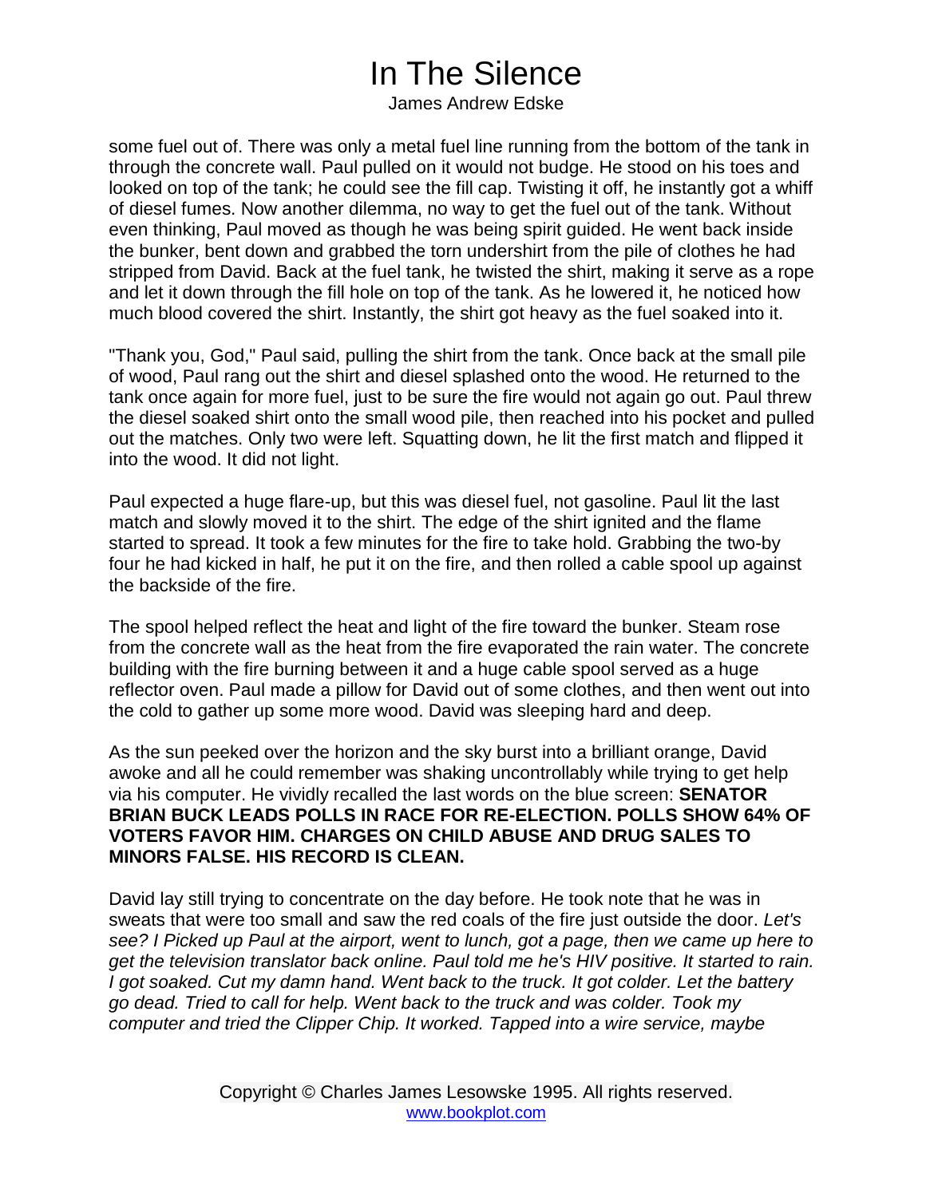some fuel out of. There was only a metal fuel line running from the bottom of the tank in through the concrete wall. Paul pulled on it would not budge. He stood on his toes and looked on top of the tank; he could see the fill cap. Twisting it off, he instantly got a whiff of diesel fumes. Now another dilemma, no way to get the fuel out of the tank. Without even thinking, Paul moved as though he was being spirit guided. He went back inside the bunker, bent down and grabbed the torn undershirt from the pile of clothes he had stripped from David. Back at the fuel tank, he twisted the shirt, making it serve as a rope and let it down through the fill hole on top of the tank. As he lowered it, he noticed how much blood covered the shirt. Instantly, the shirt got heavy as the fuel soaked into it.

"Thank you, God," Paul said, pulling the shirt from the tank. Once back at the small pile of wood, Paul rang out the shirt and diesel splashed onto the wood. He returned to the tank once again for more fuel, just to be sure the fire would not again go out. Paul threw the diesel soaked shirt onto the small wood pile, then reached into his pocket and pulled out the matches. Only two were left. Squatting down, he lit the first match and flipped it into the wood. It did not light.

Paul expected a huge flare-up, but this was diesel fuel, not gasoline. Paul lit the last match and slowly moved it to the shirt. The edge of the shirt ignited and the flame started to spread. It took a few minutes for the fire to take hold. Grabbing the two-by four he had kicked in half, he put it on the fire, and then rolled a cable spool up against the backside of the fire.

The spool helped reflect the heat and light of the fire toward the bunker. Steam rose from the concrete wall as the heat from the fire evaporated the rain water. The concrete building with the fire burning between it and a huge cable spool served as a huge reflector oven. Paul made a pillow for David out of some clothes, and then went out into the cold to gather up some more wood. David was sleeping hard and deep.

As the sun peeked over the horizon and the sky burst into a brilliant orange, David awoke and all he could remember was shaking uncontrollably while trying to get help via his computer. He vividly recalled the last words on the blue screen: **SENATOR BRIAN BUCK LEADS POLLS IN RACE FOR RE-ELECTION. POLLS SHOW 64% OF VOTERS FAVOR HIM. CHARGES ON CHILD ABUSE AND DRUG SALES TO MINORS FALSE. HIS RECORD IS CLEAN.**

David lay still trying to concentrate on the day before. He took note that he was in sweats that were too small and saw the red coals of the fire just outside the door. *Let's see? I Picked up Paul at the airport, went to lunch, got a page, then we came up here to get the television translator back online. Paul told me he's HIV positive. It started to rain. I got soaked. Cut my damn hand. Went back to the truck. It got colder. Let the battery go dead. Tried to call for help. Went back to the truck and was colder. Took my computer and tried the Clipper Chip. It worked. Tapped into a wire service, maybe*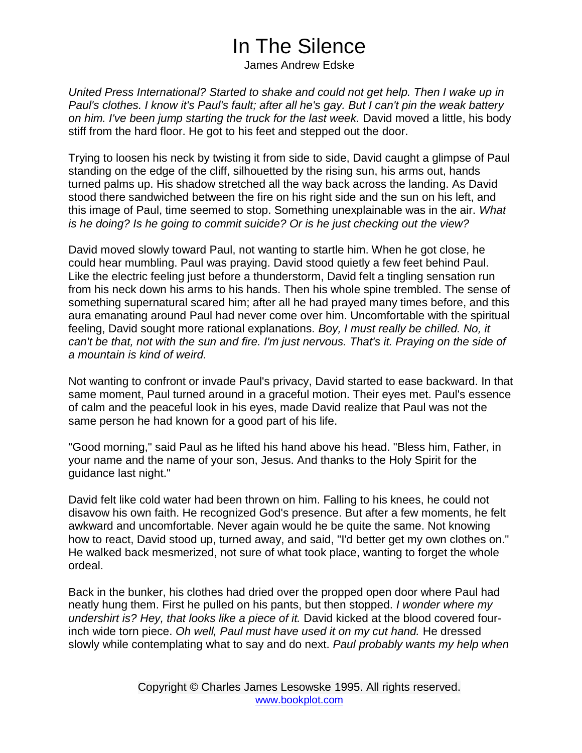*United Press International? Started to shake and could not get help. Then I wake up in Paul's clothes. I know it's Paul's fault; after all he's gay. But I can't pin the weak battery on him. I've been jump starting the truck for the last week.* David moved a little, his body stiff from the hard floor. He got to his feet and stepped out the door.

Trying to loosen his neck by twisting it from side to side, David caught a glimpse of Paul standing on the edge of the cliff, silhouetted by the rising sun, his arms out, hands turned palms up. His shadow stretched all the way back across the landing. As David stood there sandwiched between the fire on his right side and the sun on his left, and this image of Paul, time seemed to stop. Something unexplainable was in the air. *What is he doing? Is he going to commit suicide? Or is he just checking out the view?*

David moved slowly toward Paul, not wanting to startle him. When he got close, he could hear mumbling. Paul was praying. David stood quietly a few feet behind Paul. Like the electric feeling just before a thunderstorm, David felt a tingling sensation run from his neck down his arms to his hands. Then his whole spine trembled. The sense of something supernatural scared him; after all he had prayed many times before, and this aura emanating around Paul had never come over him. Uncomfortable with the spiritual feeling, David sought more rational explanations. *Boy, I must really be chilled. No, it can't be that, not with the sun and fire. I'm just nervous. That's it. Praying on the side of a mountain is kind of weird.*

Not wanting to confront or invade Paul's privacy, David started to ease backward. In that same moment, Paul turned around in a graceful motion. Their eyes met. Paul's essence of calm and the peaceful look in his eyes, made David realize that Paul was not the same person he had known for a good part of his life.

"Good morning," said Paul as he lifted his hand above his head. "Bless him, Father, in your name and the name of your son, Jesus. And thanks to the Holy Spirit for the guidance last night."

David felt like cold water had been thrown on him. Falling to his knees, he could not disavow his own faith. He recognized God's presence. But after a few moments, he felt awkward and uncomfortable. Never again would he be quite the same. Not knowing how to react, David stood up, turned away, and said, "I'd better get my own clothes on." He walked back mesmerized, not sure of what took place, wanting to forget the whole ordeal.

Back in the bunker, his clothes had dried over the propped open door where Paul had neatly hung them. First he pulled on his pants, but then stopped. *I wonder where my undershirt is? Hey, that looks like a piece of it.* David kicked at the blood covered four-inch wide torn piece. *Oh well, Paul must have used it on my cut hand.* He dressed slowly while contemplating what to say and do next. *Paul probably wants my help when*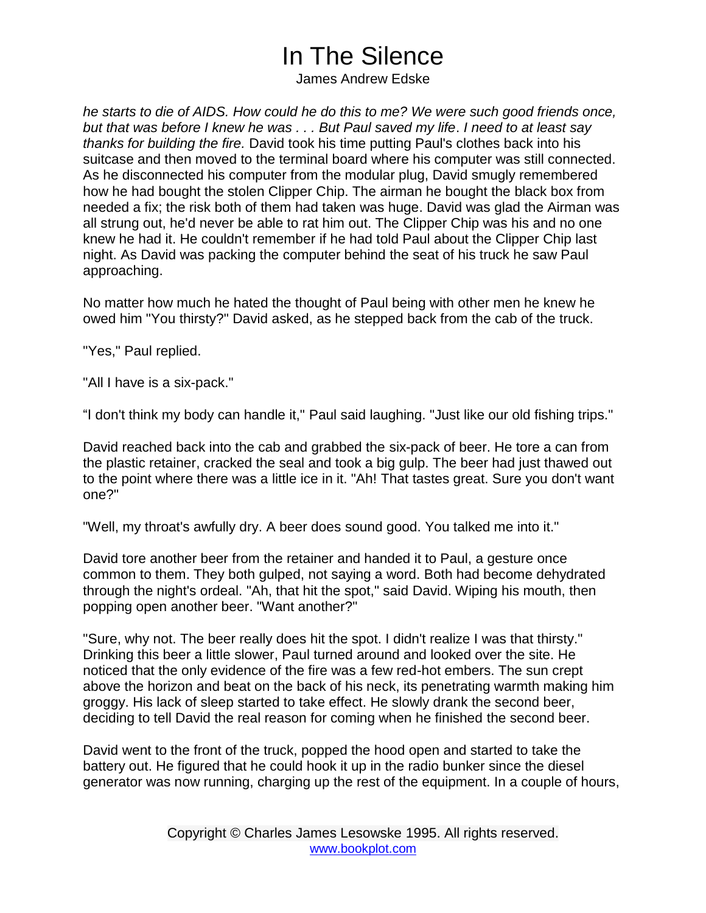*he starts to die of AIDS. How could he do this to me? We were such good friends once, but that was before I knew he was . . . But Paul saved my life*. *I need to at least say thanks for building the fire.* David took his time putting Paul's clothes back into his suitcase and then moved to the terminal board where his computer was still connected. As he disconnected his computer from the modular plug, David smugly remembered how he had bought the stolen Clipper Chip. The airman he bought the black box from needed a fix; the risk both of them had taken was huge. David was glad the Airman was all strung out, he'd never be able to rat him out. The Clipper Chip was his and no one knew he had it. He couldn't remember if he had told Paul about the Clipper Chip last night. As David was packing the computer behind the seat of his truck he saw Paul approaching.

No matter how much he hated the thought of Paul being with other men he knew he owed him "You thirsty?" David asked, as he stepped back from the cab of the truck.

"Yes," Paul replied.

"All I have is a six-pack."

“I don't think my body can handle it," Paul said laughing. "Just like our old fishing trips."

David reached back into the cab and grabbed the six-pack of beer. He tore a can from the plastic retainer, cracked the seal and took a big gulp. The beer had just thawed out to the point where there was a little ice in it. "Ah! That tastes great. Sure you don't want one?"

"Well, my throat's awfully dry. A beer does sound good. You talked me into it."

David tore another beer from the retainer and handed it to Paul, a gesture once common to them. They both gulped, not saying a word. Both had become dehydrated through the night's ordeal. "Ah, that hit the spot," said David. Wiping his mouth, then popping open another beer. "Want another?"

"Sure, why not. The beer really does hit the spot. I didn't realize I was that thirsty." Drinking this beer a little slower, Paul turned around and looked over the site. He noticed that the only evidence of the fire was a few red-hot embers. The sun crept above the horizon and beat on the back of his neck, its penetrating warmth making him groggy. His lack of sleep started to take effect. He slowly drank the second beer, deciding to tell David the real reason for coming when he finished the second beer.

David went to the front of the truck, popped the hood open and started to take the battery out. He figured that he could hook it up in the radio bunker since the diesel generator was now running, charging up the rest of the equipment. In a couple of hours,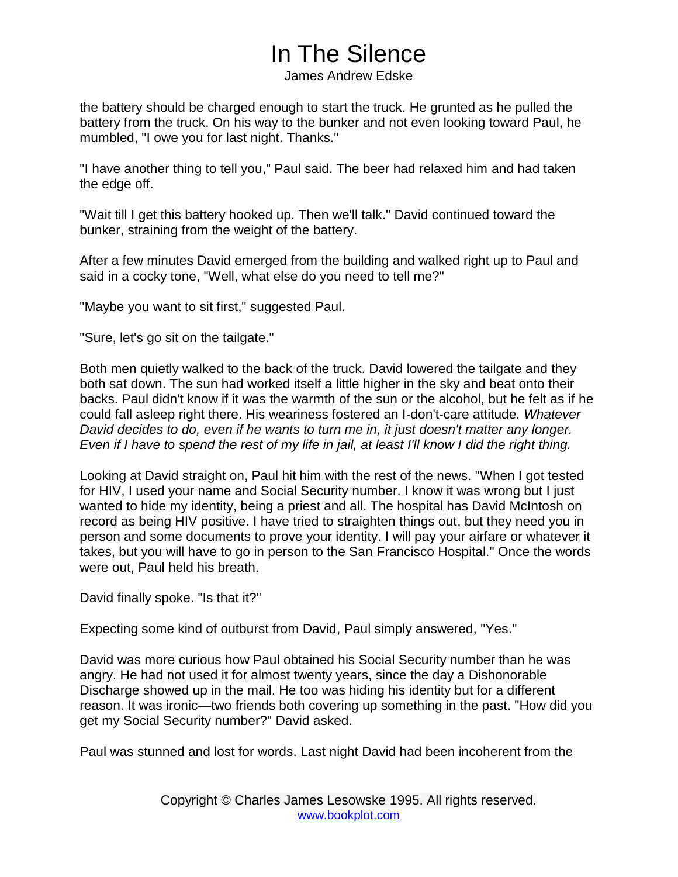the battery should be charged enough to start the truck. He grunted as he pulled the battery from the truck. On his way to the bunker and not even looking toward Paul, he mumbled, "I owe you for last night. Thanks."

"I have another thing to tell you," Paul said. The beer had relaxed him and had taken the edge off.

"Wait till I get this battery hooked up. Then we'll talk." David continued toward the bunker, straining from the weight of the battery.

After a few minutes David emerged from the building and walked right up to Paul and said in a cocky tone, "Well, what else do you need to tell me?"

"Maybe you want to sit first," suggested Paul.

"Sure, let's go sit on the tailgate."

Both men quietly walked to the back of the truck. David lowered the tailgate and they both sat down. The sun had worked itself a little higher in the sky and beat onto their backs. Paul didn't know if it was the warmth of the sun or the alcohol, but he felt as if he could fall asleep right there. His weariness fostered an I-don't-care attitude. *Whatever David decides to do, even if he wants to turn me in, it just doesn't matter any longer. Even if I have to spend the rest of my life in jail, at least I'll know I did the right thing.*

Looking at David straight on, Paul hit him with the rest of the news. "When I got tested for HIV, I used your name and Social Security number. I know it was wrong but I just wanted to hide my identity, being a priest and all. The hospital has David McIntosh on record as being HIV positive. I have tried to straighten things out, but they need you in person and some documents to prove your identity. I will pay your airfare or whatever it takes, but you will have to go in person to the San Francisco Hospital." Once the words were out, Paul held his breath.

David finally spoke. "Is that it?"

Expecting some kind of outburst from David, Paul simply answered, "Yes."

David was more curious how Paul obtained his Social Security number than he was angry. He had not used it for almost twenty years, since the day a Dishonorable Discharge showed up in the mail. He too was hiding his identity but for a different reason. It was ironic—two friends both covering up something in the past. "How did you get my Social Security number?" David asked.

Paul was stunned and lost for words. Last night David had been incoherent from the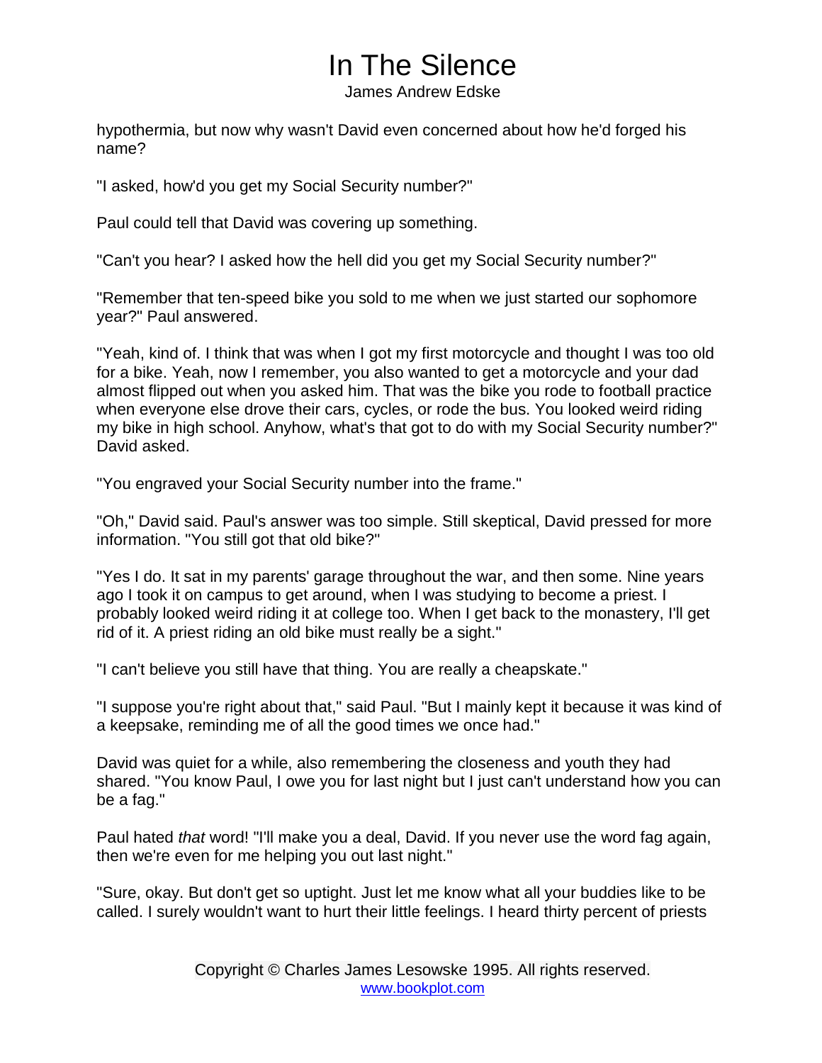hypothermia, but now why wasn't David even concerned about how he'd forged his name?

"I asked, how'd you get my Social Security number?"

Paul could tell that David was covering up something.

"Can't you hear? I asked how the hell did you get my Social Security number?"

"Remember that ten-speed bike you sold to me when we just started our sophomore year?" Paul answered.

"Yeah, kind of. I think that was when I got my first motorcycle and thought I was too old for a bike. Yeah, now I remember, you also wanted to get a motorcycle and your dad almost flipped out when you asked him. That was the bike you rode to football practice when everyone else drove their cars, cycles, or rode the bus. You looked weird riding my bike in high school. Anyhow, what's that got to do with my Social Security number?" David asked.

"You engraved your Social Security number into the frame."

"Oh," David said. Paul's answer was too simple. Still skeptical, David pressed for more information. "You still got that old bike?"

"Yes I do. It sat in my parents' garage throughout the war, and then some. Nine years ago I took it on campus to get around, when I was studying to become a priest. I probably looked weird riding it at college too. When I get back to the monastery, I'll get rid of it. A priest riding an old bike must really be a sight."

"I can't believe you still have that thing. You are really a cheapskate."

"I suppose you're right about that," said Paul. "But I mainly kept it because it was kind of a keepsake, reminding me of all the good times we once had."

David was quiet for a while, also remembering the closeness and youth they had shared. "You know Paul, I owe you for last night but I just can't understand how you can be a fag."

Paul hated *that* word! "I'll make you a deal, David. If you never use the word fag again, then we're even for me helping you out last night."

"Sure, okay. But don't get so uptight. Just let me know what all your buddies like to be called. I surely wouldn't want to hurt their little feelings. I heard thirty percent of priests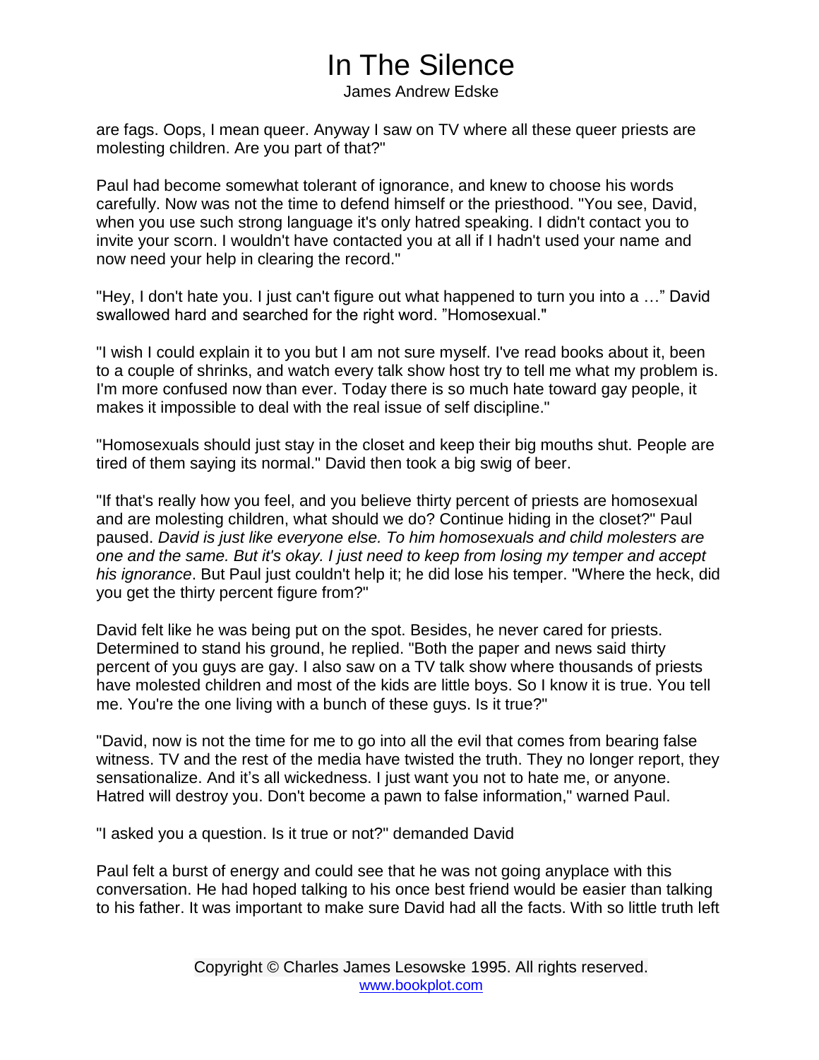are fags. Oops, I mean queer. Anyway I saw on TV where all these queer priests are molesting children. Are you part of that?"

Paul had become somewhat tolerant of ignorance, and knew to choose his words carefully. Now was not the time to defend himself or the priesthood. "You see, David, when you use such strong language it's only hatred speaking. I didn't contact you to invite your scorn. I wouldn't have contacted you at all if I hadn't used your name and now need your help in clearing the record."

"Hey, I don't hate you. I just can't figure out what happened to turn you into a …" David swallowed hard and searched for the right word. "Homosexual."

"I wish I could explain it to you but I am not sure myself. I've read books about it, been to a couple of shrinks, and watch every talk show host try to tell me what my problem is. I'm more confused now than ever. Today there is so much hate toward gay people, it makes it impossible to deal with the real issue of self discipline."

"Homosexuals should just stay in the closet and keep their big mouths shut. People are tired of them saying its normal." David then took a big swig of beer.

"If that's really how you feel, and you believe thirty percent of priests are homosexual and are molesting children, what should we do? Continue hiding in the closet?" Paul paused. *David is just like everyone else. To him homosexuals and child molesters are one and the same. But it's okay. I just need to keep from losing my temper and accept his ignorance*. But Paul just couldn't help it; he did lose his temper. "Where the heck, did you get the thirty percent figure from?"

David felt like he was being put on the spot. Besides, he never cared for priests. Determined to stand his ground, he replied. "Both the paper and news said thirty percent of you guys are gay. I also saw on a TV talk show where thousands of priests have molested children and most of the kids are little boys. So I know it is true. You tell me. You're the one living with a bunch of these guys. Is it true?"

"David, now is not the time for me to go into all the evil that comes from bearing false witness. TV and the rest of the media have twisted the truth. They no longer report, they sensationalize. And it's all wickedness. I just want you not to hate me, or anyone. Hatred will destroy you. Don't become a pawn to false information," warned Paul.

"I asked you a question. Is it true or not?" demanded David

Paul felt a burst of energy and could see that he was not going anyplace with this conversation. He had hoped talking to his once best friend would be easier than talking to his father. It was important to make sure David had all the facts. With so little truth left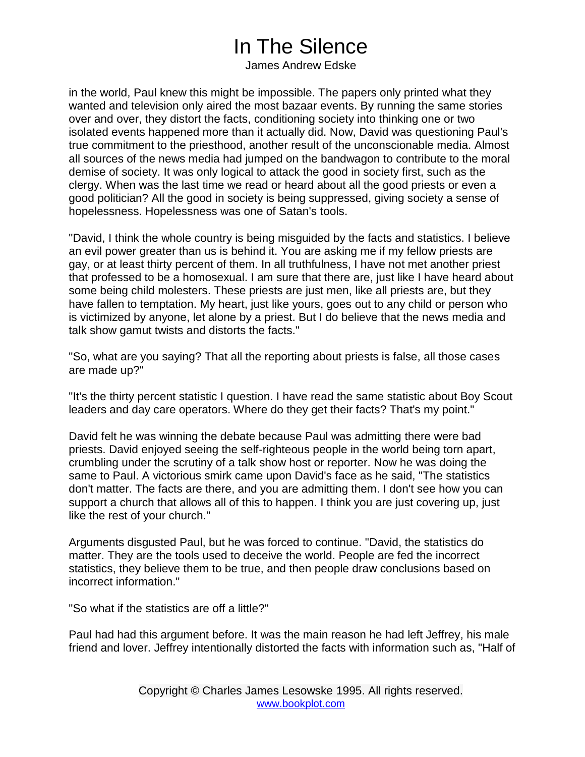in the world, Paul knew this might be impossible. The papers only printed what they wanted and television only aired the most bazaar events. By running the same stories over and over, they distort the facts, conditioning society into thinking one or two isolated events happened more than it actually did. Now, David was questioning Paul's true commitment to the priesthood, another result of the unconscionable media. Almost all sources of the news media had jumped on the bandwagon to contribute to the moral demise of society. It was only logical to attack the good in society first, such as the clergy. When was the last time we read or heard about all the good priests or even a good politician? All the good in society is being suppressed, giving society a sense of hopelessness. Hopelessness was one of Satan's tools.

"David, I think the whole country is being misguided by the facts and statistics. I believe an evil power greater than us is behind it. You are asking me if my fellow priests are gay, or at least thirty percent of them. In all truthfulness, I have not met another priest that professed to be a homosexual. I am sure that there are, just like I have heard about some being child molesters. These priests are just men, like all priests are, but they have fallen to temptation. My heart, just like yours, goes out to any child or person who is victimized by anyone, let alone by a priest. But I do believe that the news media and talk show gamut twists and distorts the facts."

"So, what are you saying? That all the reporting about priests is false, all those cases are made up?"

"It's the thirty percent statistic I question. I have read the same statistic about Boy Scout leaders and day care operators. Where do they get their facts? That's my point."

David felt he was winning the debate because Paul was admitting there were bad priests. David enjoyed seeing the self-righteous people in the world being torn apart, crumbling under the scrutiny of a talk show host or reporter. Now he was doing the same to Paul. A victorious smirk came upon David's face as he said, "The statistics don't matter. The facts are there, and you are admitting them. I don't see how you can support a church that allows all of this to happen. I think you are just covering up, just like the rest of your church."

Arguments disgusted Paul, but he was forced to continue. "David, the statistics do matter. They are the tools used to deceive the world. People are fed the incorrect statistics, they believe them to be true, and then people draw conclusions based on incorrect information."

"So what if the statistics are off a little?"

Paul had had this argument before. It was the main reason he had left Jeffrey, his male friend and lover. Jeffrey intentionally distorted the facts with information such as, "Half of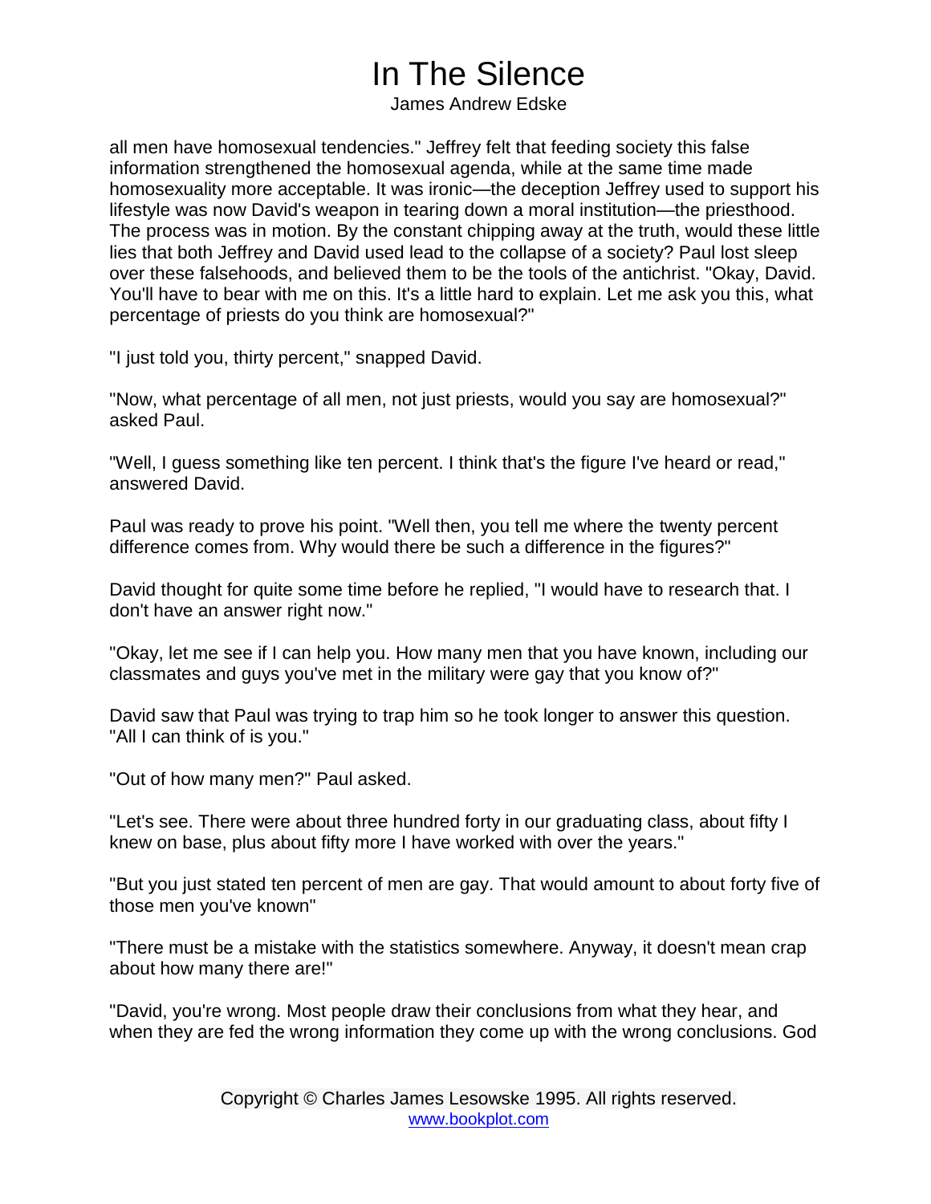all men have homosexual tendencies." Jeffrey felt that feeding society this false information strengthened the homosexual agenda, while at the same time made homosexuality more acceptable. It was ironic—the deception Jeffrey used to support his lifestyle was now David's weapon in tearing down a moral institution—the priesthood. The process was in motion. By the constant chipping away at the truth, would these little lies that both Jeffrey and David used lead to the collapse of a society? Paul lost sleep over these falsehoods, and believed them to be the tools of the antichrist. "Okay, David. You'll have to bear with me on this. It's a little hard to explain. Let me ask you this, what percentage of priests do you think are homosexual?"

"I just told you, thirty percent," snapped David.

"Now, what percentage of all men, not just priests, would you say are homosexual?" asked Paul.

"Well, I guess something like ten percent. I think that's the figure I've heard or read," answered David.

Paul was ready to prove his point. "Well then, you tell me where the twenty percent difference comes from. Why would there be such a difference in the figures?"

David thought for quite some time before he replied, "I would have to research that. I don't have an answer right now."

"Okay, let me see if I can help you. How many men that you have known, including our classmates and guys you've met in the military were gay that you know of?"

David saw that Paul was trying to trap him so he took longer to answer this question. "All I can think of is you."

"Out of how many men?" Paul asked.

"Let's see. There were about three hundred forty in our graduating class, about fifty I knew on base, plus about fifty more I have worked with over the years."

"But you just stated ten percent of men are gay. That would amount to about forty five of those men you've known"

"There must be a mistake with the statistics somewhere. Anyway, it doesn't mean crap about how many there are!"

"David, you're wrong. Most people draw their conclusions from what they hear, and when they are fed the wrong information they come up with the wrong conclusions. God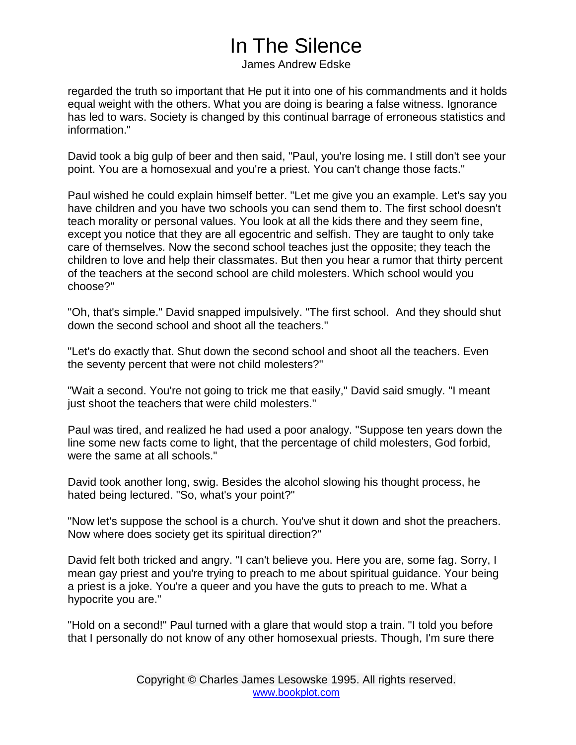regarded the truth so important that He put it into one of his commandments and it holds equal weight with the others. What you are doing is bearing a false witness. Ignorance has led to wars. Society is changed by this continual barrage of erroneous statistics and information."

David took a big gulp of beer and then said, "Paul, you're losing me. I still don't see your point. You are a homosexual and you're a priest. You can't change those facts."

Paul wished he could explain himself better. "Let me give you an example. Let's say you have children and you have two schools you can send them to. The first school doesn't teach morality or personal values. You look at all the kids there and they seem fine, except you notice that they are all egocentric and selfish. They are taught to only take care of themselves. Now the second school teaches just the opposite; they teach the children to love and help their classmates. But then you hear a rumor that thirty percent of the teachers at the second school are child molesters. Which school would you choose?"

"Oh, that's simple." David snapped impulsively. "The first school. And they should shut down the second school and shoot all the teachers."

"Let's do exactly that. Shut down the second school and shoot all the teachers. Even the seventy percent that were not child molesters?"

"Wait a second. You're not going to trick me that easily," David said smugly. "I meant just shoot the teachers that were child molesters."

Paul was tired, and realized he had used a poor analogy. "Suppose ten years down the line some new facts come to light, that the percentage of child molesters, God forbid, were the same at all schools."

David took another long, swig. Besides the alcohol slowing his thought process, he hated being lectured. "So, what's your point?"

"Now let's suppose the school is a church. You've shut it down and shot the preachers. Now where does society get its spiritual direction?"

David felt both tricked and angry. "I can't believe you. Here you are, some fag. Sorry, I mean gay priest and you're trying to preach to me about spiritual guidance. Your being a priest is a joke. You're a queer and you have the guts to preach to me. What a hypocrite you are."

"Hold on a second!" Paul turned with a glare that would stop a train. "I told you before that I personally do not know of any other homosexual priests. Though, I'm sure there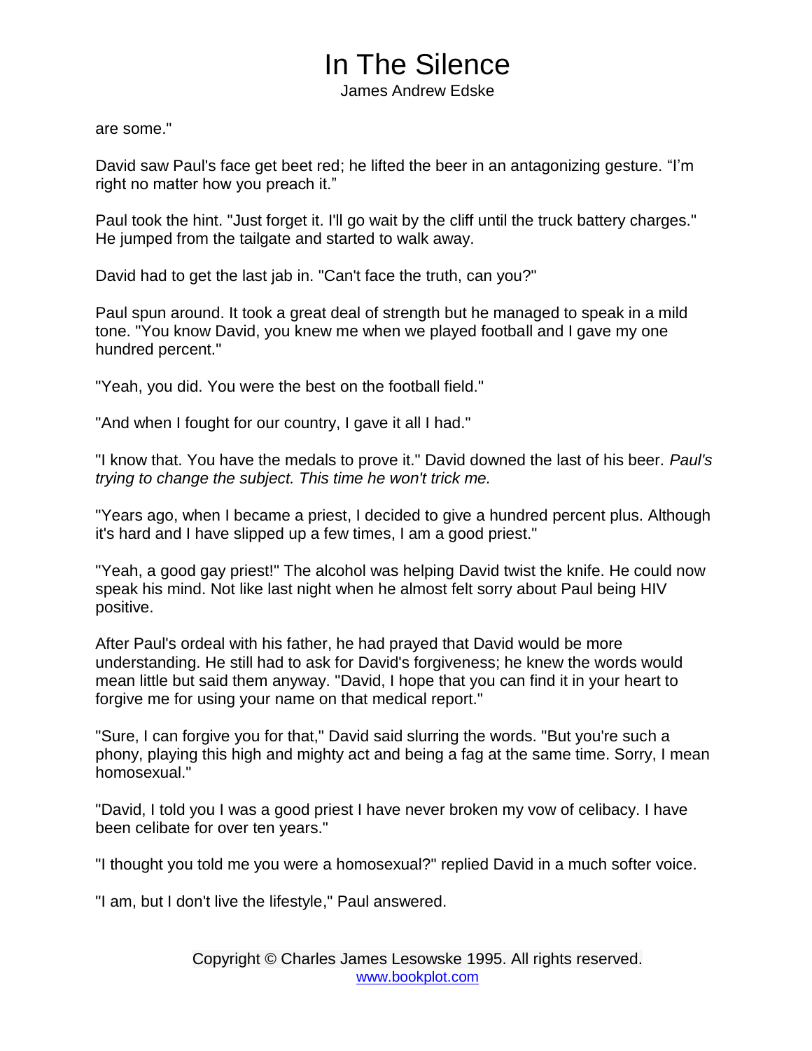are some."

David saw Paul's face get beet red; he lifted the beer in an antagonizing gesture. “I’m right no matter how you preach it.”

Paul took the hint. "Just forget it. I'll go wait by the cliff until the truck battery charges." He jumped from the tailgate and started to walk away.

David had to get the last jab in. "Can't face the truth, can you?"

Paul spun around. It took a great deal of strength but he managed to speak in a mild tone. "You know David, you knew me when we played football and I gave my one hundred percent."

"Yeah, you did. You were the best on the football field."

"And when I fought for our country, I gave it all I had."

"I know that. You have the medals to prove it." David downed the last of his beer. *Paul's trying to change the subject. This time he won't trick me.*

"Years ago, when I became a priest, I decided to give a hundred percent plus. Although it's hard and I have slipped up a few times, I am a good priest."

"Yeah, a good gay priest!" The alcohol was helping David twist the knife. He could now speak his mind. Not like last night when he almost felt sorry about Paul being HIV positive.

After Paul's ordeal with his father, he had prayed that David would be more understanding. He still had to ask for David's forgiveness; he knew the words would mean little but said them anyway. "David, I hope that you can find it in your heart to forgive me for using your name on that medical report."

"Sure, I can forgive you for that," David said slurring the words. "But you're such a phony, playing this high and mighty act and being a fag at the same time. Sorry, I mean homosexual."

"David, I told you I was a good priest I have never broken my vow of celibacy. I have been celibate for over ten years."

"I thought you told me you were a homosexual?" replied David in a much softer voice.

"I am, but I don't live the lifestyle," Paul answered.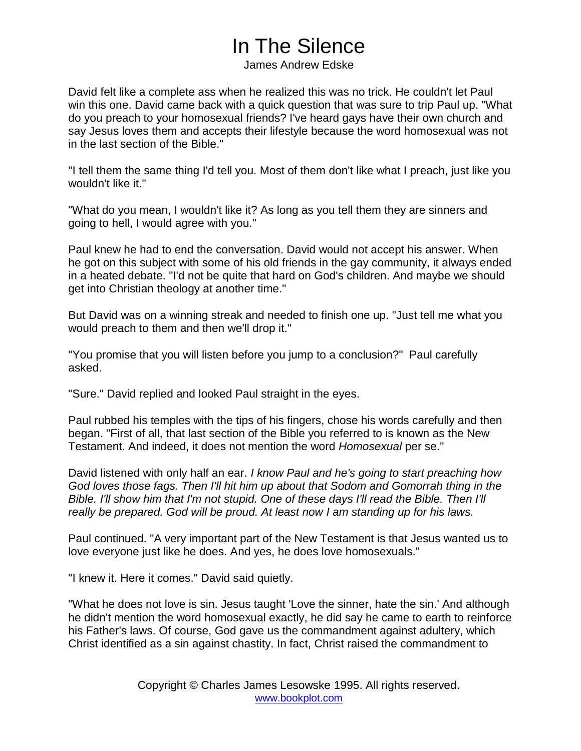# In The Silence

James Andrew Edske

David felt like a complete ass when he realized this was no trick. He couldn't let Paul win this one. David came back with a quick question that was sure to trip Paul up. "What do you preach to your homosexual friends? I've heard gays have their own church and say Jesus loves them and accepts their lifestyle because the word homosexual was not in the last section of the Bible."

"I tell them the same thing I'd tell you. Most of them don't like what I preach, just like you wouldn't like it."

"What do you mean, I wouldn't like it? As long as you tell them they are sinners and going to hell, I would agree with you."

Paul knew he had to end the conversation. David would not accept his answer. When he got on this subject with some of his old friends in the gay community, it always ended in a heated debate. "I'd not be quite that hard on God's children. And maybe we should get into Christian theology at another time."

But David was on a winning streak and needed to finish one up. "Just tell me what you would preach to them and then we'll drop it."

"You promise that you will listen before you jump to a conclusion?" Paul carefully asked.

"Sure." David replied and looked Paul straight in the eyes.

Paul rubbed his temples with the tips of his fingers, chose his words carefully and then began. "First of all, that last section of the Bible you referred to is known as the New Testament. And indeed, it does not mention the word *Homosexual* per se."

David listened with only half an ear. *I know Paul and he's going to start preaching how God loves those fags. Then I'll hit him up about that Sodom and Gomorrah thing in the Bible. I'll show him that I'm not stupid. One of these days I'll read the Bible. Then I'll really be prepared. God will be proud. At least now I am standing up for his laws.*

Paul continued. "A very important part of the New Testament is that Jesus wanted us to love everyone just like he does. And yes, he does love homosexuals."

"I knew it. Here it comes." David said quietly.

"What he does not love is sin. Jesus taught 'Love the sinner, hate the sin.' And although he didn't mention the word homosexual exactly, he did say he came to earth to reinforce his Father's laws. Of course, God gave us the commandment against adultery, which Christ identified as a sin against chastity. In fact, Christ raised the commandment to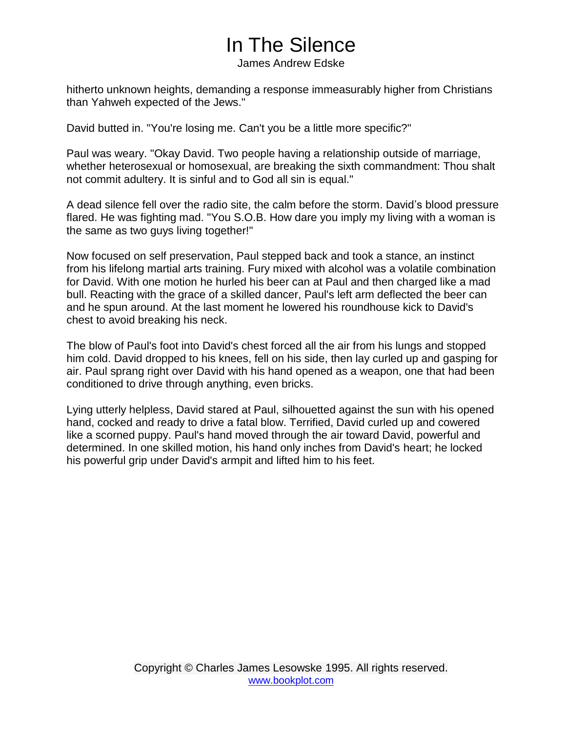hitherto unknown heights, demanding a response immeasurably higher from Christians than Yahweh expected of the Jews."

David butted in. "You're losing me. Can't you be a little more specific?"

Paul was weary. "Okay David. Two people having a relationship outside of marriage, whether heterosexual or homosexual, are breaking the sixth commandment: Thou shalt not commit adultery. It is sinful and to God all sin is equal."

A dead silence fell over the radio site, the calm before the storm. David's blood pressure flared. He was fighting mad. "You S.O.B. How dare you imply my living with a woman is the same as two guys living together!"

Now focused on self preservation, Paul stepped back and took a stance, an instinct from his lifelong martial arts training. Fury mixed with alcohol was a volatile combination for David. With one motion he hurled his beer can at Paul and then charged like a mad bull. Reacting with the grace of a skilled dancer, Paul's left arm deflected the beer can and he spun around. At the last moment he lowered his roundhouse kick to David's chest to avoid breaking his neck.

The blow of Paul's foot into David's chest forced all the air from his lungs and stopped him cold. David dropped to his knees, fell on his side, then lay curled up and gasping for air. Paul sprang right over David with his hand opened as a weapon, one that had been conditioned to drive through anything, even bricks.

Lying utterly helpless, David stared at Paul, silhouetted against the sun with his opened hand, cocked and ready to drive a fatal blow. Terrified, David curled up and cowered like a scorned puppy. Paul's hand moved through the air toward David, powerful and determined. In one skilled motion, his hand only inches from David's heart; he locked his powerful grip under David's armpit and lifted him to his feet.